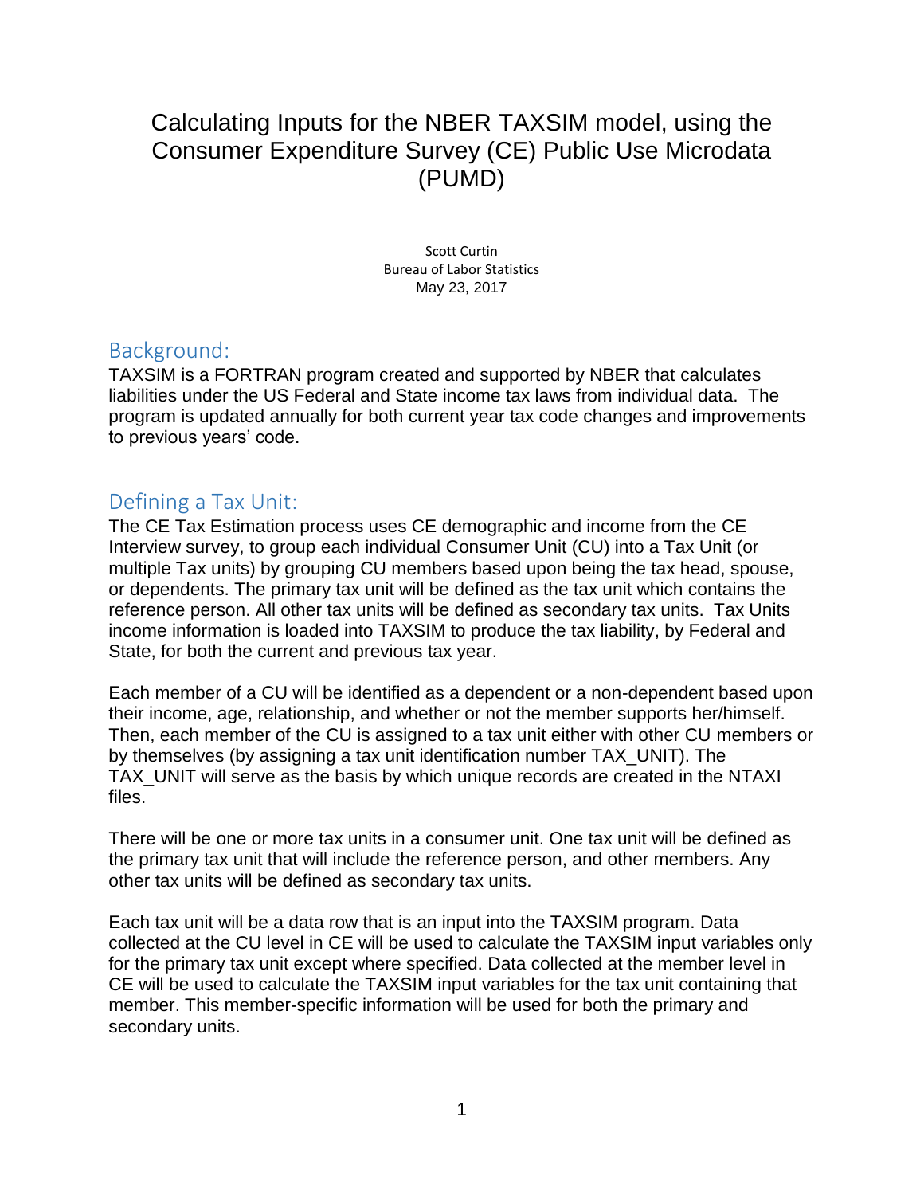# Calculating Inputs for the NBER TAXSIM model, using the Consumer Expenditure Survey (CE) Public Use Microdata (PUMD)

Scott Curtin
Bureau of Labor Statistics
May 23, 2017

## Background:

TAXSIM is a FORTRAN program created and supported by NBER that calculates liabilities under the US Federal and State income tax laws from individual data. The program is updated annually for both current year tax code changes and improvements to previous years' code.

## Defining a Tax Unit:

The CE Tax Estimation process uses CE demographic and income from the CE Interview survey, to group each individual Consumer Unit (CU) into a Tax Unit (or multiple Tax units) by grouping CU members based upon being the tax head, spouse, or dependents. The primary tax unit will be defined as the tax unit which contains the reference person. All other tax units will be defined as secondary tax units. Tax Units income information is loaded into TAXSIM to produce the tax liability, by Federal and State, for both the current and previous tax year.

Each member of a CU will be identified as a dependent or a non-dependent based upon their income, age, relationship, and whether or not the member supports her/himself. Then, each member of the CU is assigned to a tax unit either with other CU members or by themselves (by assigning a tax unit identification number TAX_UNIT). The TAX_UNIT will serve as the basis by which unique records are created in the NTAXI files.

There will be one or more tax units in a consumer unit. One tax unit will be defined as the primary tax unit that will include the reference person, and other members. Any other tax units will be defined as secondary tax units.

Each tax unit will be a data row that is an input into the TAXSIM program. Data collected at the CU level in CE will be used to calculate the TAXSIM input variables only for the primary tax unit except where specified. Data collected at the member level in CE will be used to calculate the TAXSIM input variables for the tax unit containing that member. This member-specific information will be used for both the primary and secondary units.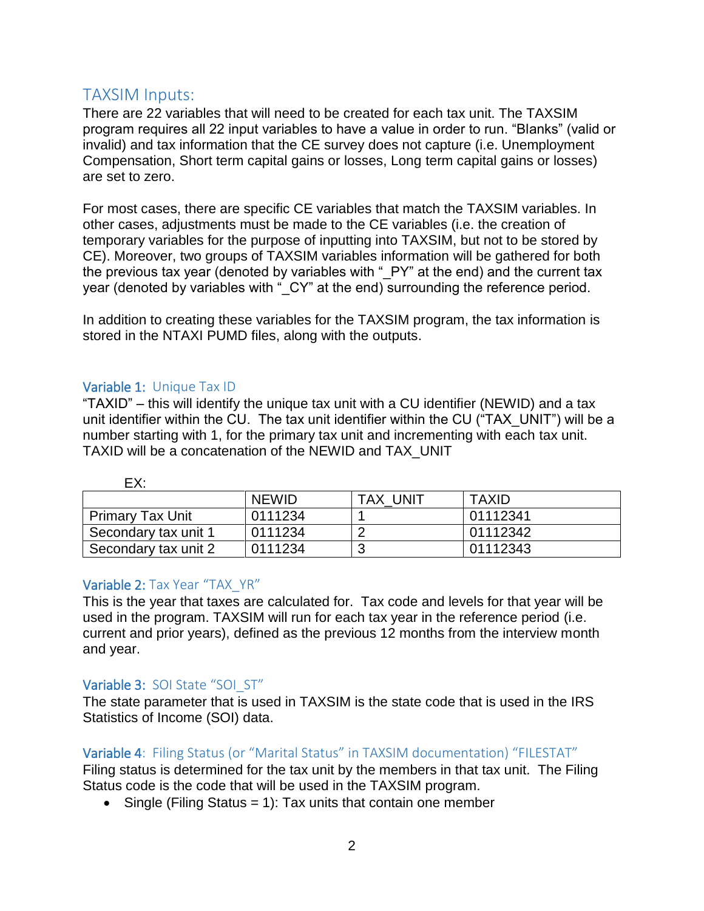## TAXSIM Inputs:

There are 22 variables that will need to be created for each tax unit. The TAXSIM program requires all 22 input variables to have a value in order to run. "Blanks" (valid or invalid) and tax information that the CE survey does not capture (i.e. Unemployment Compensation, Short term capital gains or losses, Long term capital gains or losses) are set to zero.

For most cases, there are specific CE variables that match the TAXSIM variables. In other cases, adjustments must be made to the CE variables (i.e. the creation of temporary variables for the purpose of inputting into TAXSIM, but not to be stored by CE). Moreover, two groups of TAXSIM variables information will be gathered for both the previous tax year (denoted by variables with "_PY" at the end) and the current tax year (denoted by variables with "_CY" at the end) surrounding the reference period.

In addition to creating these variables for the TAXSIM program, the tax information is stored in the NTAXI PUMD files, along with the outputs.

### Variable 1: Unique Tax ID

"TAXID" – this will identify the unique tax unit with a CU identifier (NEWID) and a tax unit identifier within the CU. The tax unit identifier within the CU ("TAX_UNIT") will be a number starting with 1, for the primary tax unit and incrementing with each tax unit. TAXID will be a concatenation of the NEWID and TAX_UNIT

EX:

| | NEWID | TAX_UNIT | TAXID |
|---|---|---|---|
| Primary Tax Unit | 0111234 | 1 | 01112341 |
| Secondary tax unit 1 | 0111234 | 2 | 01112342 |
| Secondary tax unit 2 | 0111234 | 3 | 01112343 |

### Variable 2: Tax Year "TAX_YR"

This is the year that taxes are calculated for. Tax code and levels for that year will be used in the program. TAXSIM will run for each tax year in the reference period (i.e. current and prior years), defined as the previous 12 months from the interview month and year.

### Variable 3: SOI State "SOI_ST"

The state parameter that is used in TAXSIM is the state code that is used in the IRS Statistics of Income (SOI) data.

### Variable 4: Filing Status (or "Marital Status" in TAXSIM documentation) "FILESTAT"

Filing status is determined for the tax unit by the members in that tax unit. The Filing Status code is the code that will be used in the TAXSIM program.

- Single (Filing Status = 1): Tax units that contain one member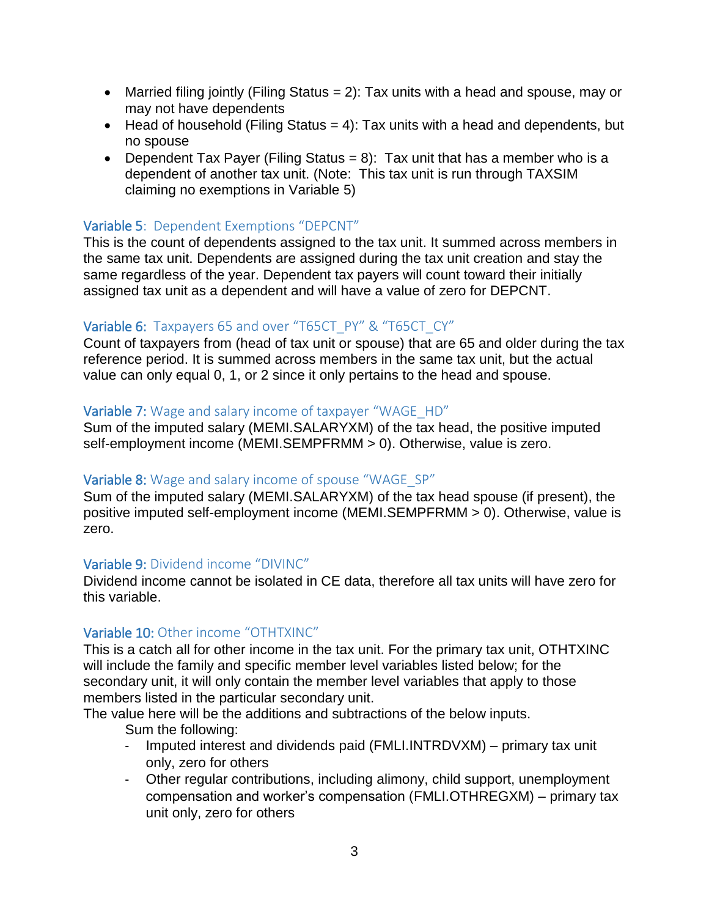- Married filing jointly (Filing Status = 2): Tax units with a head and spouse, may or may not have dependents
- Head of household (Filing Status = 4): Tax units with a head and dependents, but no spouse
- Dependent Tax Payer (Filing Status = 8): Tax unit that has a member who is a dependent of another tax unit. (Note: This tax unit is run through TAXSIM claiming no exemptions in Variable 5)

### Variable 5: Dependent Exemptions "DEPCNT"

This is the count of dependents assigned to the tax unit. It summed across members in the same tax unit. Dependents are assigned during the tax unit creation and stay the same regardless of the year. Dependent tax payers will count toward their initially assigned tax unit as a dependent and will have a value of zero for DEPCNT.

### Variable 6: Taxpayers 65 and over "T65CT_PY" & "T65CT_CY"

Count of taxpayers from (head of tax unit or spouse) that are 65 and older during the tax reference period. It is summed across members in the same tax unit, but the actual value can only equal 0, 1, or 2 since it only pertains to the head and spouse.

### Variable 7: Wage and salary income of taxpayer "WAGE_HD"

Sum of the imputed salary (MEMI.SALARYXM) of the tax head, the positive imputed self-employment income (MEMI.SEMPFRMM > 0). Otherwise, value is zero.

### Variable 8: Wage and salary income of spouse "WAGE_SP"

Sum of the imputed salary (MEMI.SALARYXM) of the tax head spouse (if present), the positive imputed self-employment income (MEMI.SEMPFRMM > 0). Otherwise, value is zero.

### Variable 9: Dividend income "DIVINC"

Dividend income cannot be isolated in CE data, therefore all tax units will have zero for this variable.

### Variable 10: Other income "OTHTXINC"

This is a catch all for other income in the tax unit. For the primary tax unit, OTHTXINC will include the family and specific member level variables listed below; for the secondary unit, it will only contain the member level variables that apply to those members listed in the particular secondary unit.

The value here will be the additions and subtractions of the below inputs.

Sum the following:

- Imputed interest and dividends paid (FMLI.INTRDVXM) – primary tax unit only, zero for others
- Other regular contributions, including alimony, child support, unemployment compensation and worker's compensation (FMLI.OTHREGXM) – primary tax unit only, zero for others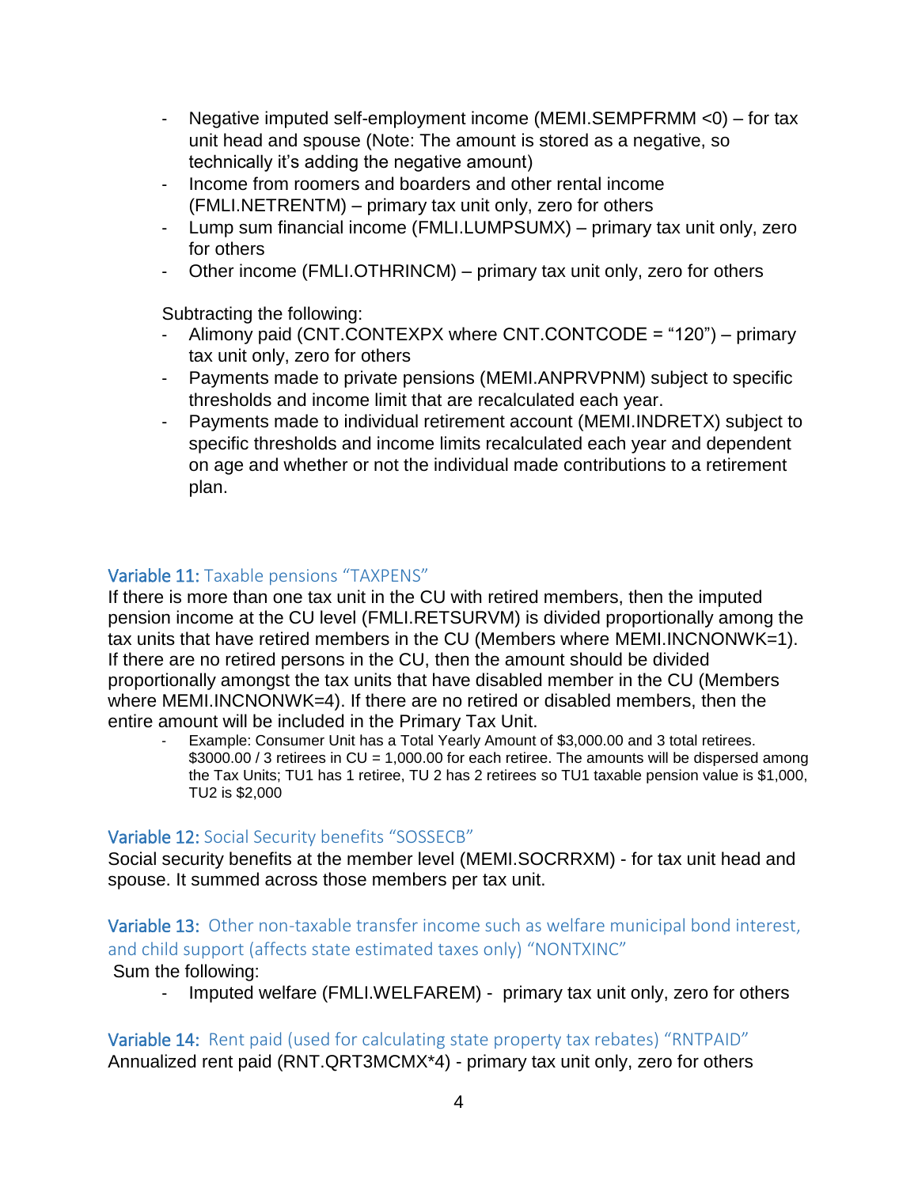- Negative imputed self-employment income (MEMI.SEMPFRMM <0) – for tax unit head and spouse (Note: The amount is stored as a negative, so technically it's adding the negative amount)
- Income from roomers and boarders and other rental income (FMLI.NETRENTM) – primary tax unit only, zero for others
- Lump sum financial income (FMLI.LUMPSUMX) – primary tax unit only, zero for others
- Other income (FMLI.OTHRINCM) – primary tax unit only, zero for others

Subtracting the following:

- Alimony paid (CNT.CONTEXPX where CNT.CONTCODE = "120") – primary tax unit only, zero for others
- Payments made to private pensions (MEMI.ANPRVPNM) subject to specific thresholds and income limit that are recalculated each year.
- Payments made to individual retirement account (MEMI.INDRETX) subject to specific thresholds and income limits recalculated each year and dependent on age and whether or not the individual made contributions to a retirement plan.

### Variable 11: Taxable pensions "TAXPENS"

If there is more than one tax unit in the CU with retired members, then the imputed pension income at the CU level (FMLI.RETSURVM) is divided proportionally among the tax units that have retired members in the CU (Members where MEMI.INCNONWK=1). If there are no retired persons in the CU, then the amount should be divided proportionally amongst the tax units that have disabled member in the CU (Members where MEMI.INCNONWK=4). If there are no retired or disabled members, then the entire amount will be included in the Primary Tax Unit.

- Example: Consumer Unit has a Total Yearly Amount of $3,000.00 and 3 total retirees. $3000.00 / 3 retirees in CU = 1,000.00 for each retiree. The amounts will be dispersed among the Tax Units; TU1 has 1 retiree, TU 2 has 2 retirees so TU1 taxable pension value is $1,000, TU2 is $2,000

### Variable 12: Social Security benefits "SOSSECB"

Social security benefits at the member level (MEMI.SOCRRXM) - for tax unit head and spouse. It summed across those members per tax unit.

### Variable 13: Other non-taxable transfer income such as welfare municipal bond interest, and child support (affects state estimated taxes only) "NONTXINC"

Sum the following:

- Imputed welfare (FMLI.WELFAREM) - primary tax unit only, zero for others

### Variable 14: Rent paid (used for calculating state property tax rebates) "RNTPAID"

Annualized rent paid (RNT.QRT3MCMX*4) - primary tax unit only, zero for others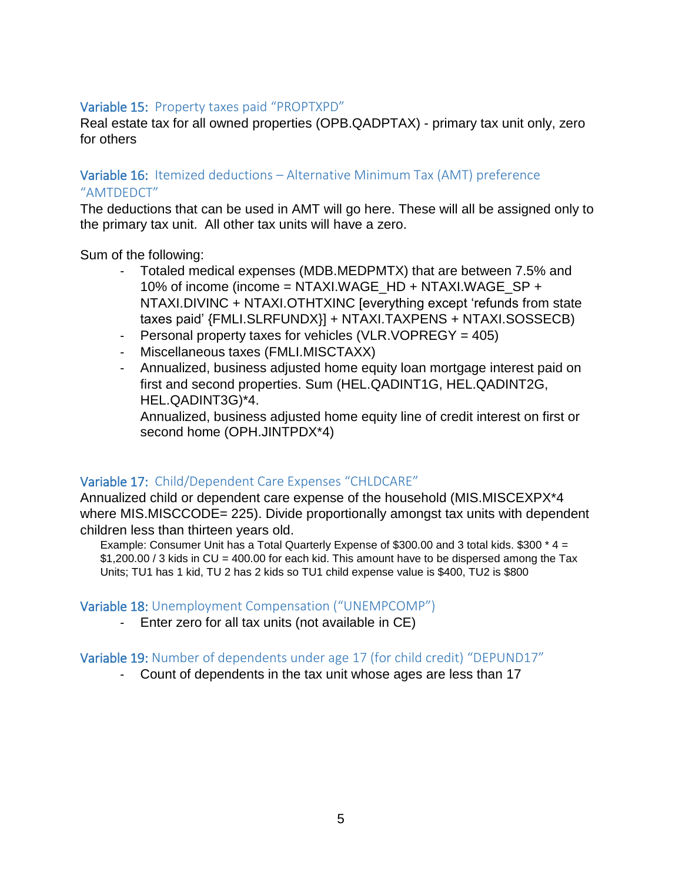### Variable 15: Property taxes paid “PROPTXPD”

Real estate tax for all owned properties (OPB.QADPTAX) - primary tax unit only, zero for others

### Variable 16: Itemized deductions – Alternative Minimum Tax (AMT) preference “AMTDEDCT”

The deductions that can be used in AMT will go here. These will all be assigned only to the primary tax unit. All other tax units will have a zero.

Sum of the following:

- Totaled medical expenses (MDB.MEDPMTX) that are between 7.5% and 10% of income (income = NTAXI.WAGE_HD + NTAXI.WAGE_SP + NTAXI.DIVINC + NTAXI.OTHTXINC [everything except ‘refunds from state taxes paid’ {FMLI.SLRFUNDX}] + NTAXI.TAXPENS + NTAXI.SOSSECB)
- Personal property taxes for vehicles (VLR.VOPREGY = 405)
- Miscellaneous taxes (FMLI.MISCTAXX)
- Annualized, business adjusted home equity loan mortgage interest paid on first and second properties. Sum (HEL.QADINT1G, HEL.QADINT2G, HEL.QADINT3G)*4.
  Annualized, business adjusted home equity line of credit interest on first or second home (OPH.JINTPDX*4)

### Variable 17: Child/Dependent Care Expenses “CHLDCARE”

Annualized child or dependent care expense of the household (MIS.MISCEXPX*4 where MIS.MISCCODE= 225). Divide proportionally amongst tax units with dependent children less than thirteen years old.

> Example: Consumer Unit has a Total Quarterly Expense of $300.00 and 3 total kids. $300 * 4 = $1,200.00 / 3 kids in CU = 400.00 for each kid. This amount have to be dispersed among the Tax Units; TU1 has 1 kid, TU 2 has 2 kids so TU1 child expense value is $400, TU2 is $800

### Variable 18: Unemployment Compensation (“UNEMPCOMP”)

- Enter zero for all tax units (not available in CE)

### Variable 19: Number of dependents under age 17 (for child credit) “DEPUND17”

- Count of dependents in the tax unit whose ages are less than 17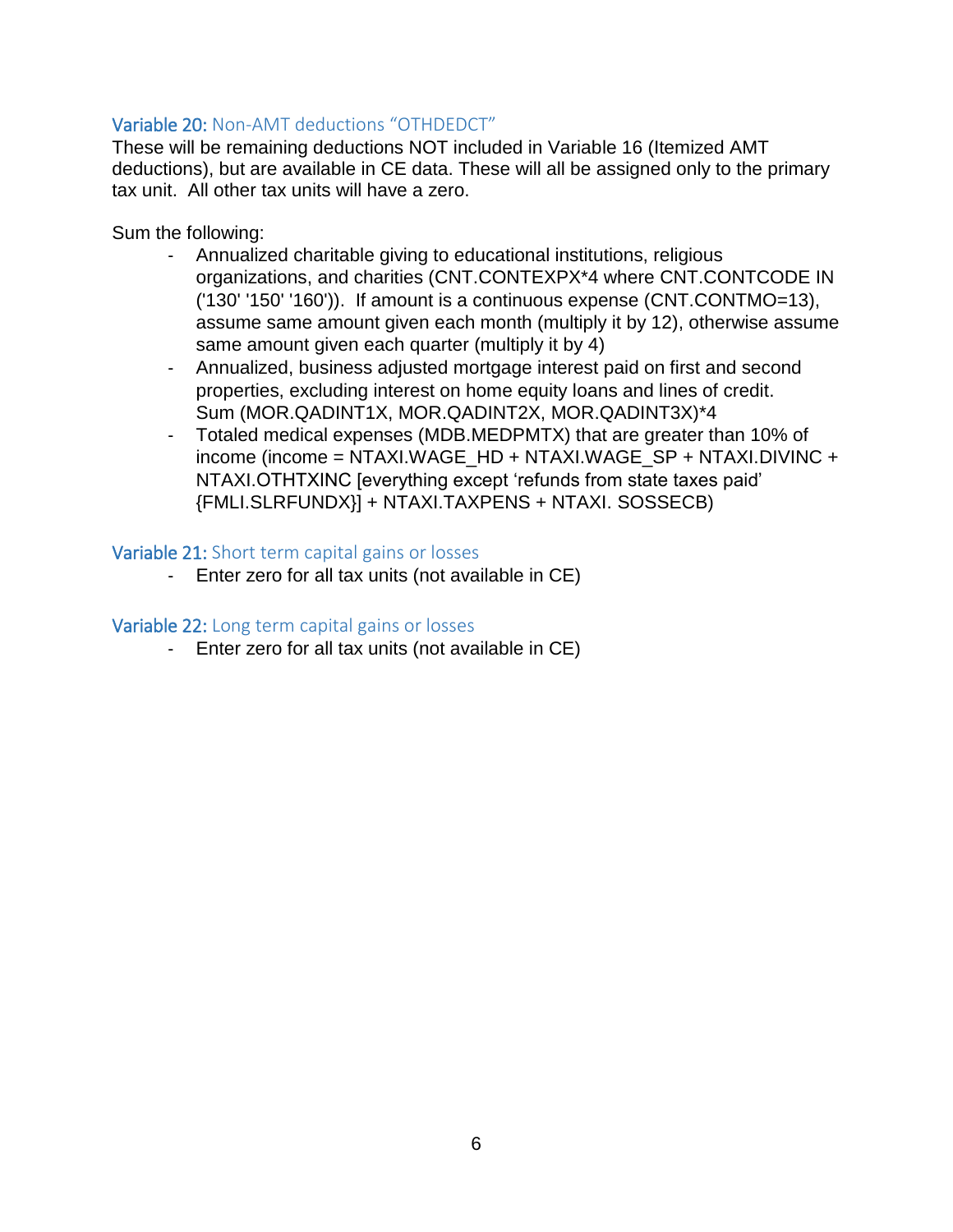### Variable 20: Non-AMT deductions “OTHDEDCT”

These will be remaining deductions NOT included in Variable 16 (Itemized AMT deductions), but are available in CE data. These will all be assigned only to the primary tax unit. All other tax units will have a zero.

Sum the following:

- Annualized charitable giving to educational institutions, religious organizations, and charities (CNT.CONTEXPX*4 where CNT.CONTCODE IN ('130' '150' '160')). If amount is a continuous expense (CNT.CONTMO=13), assume same amount given each month (multiply it by 12), otherwise assume same amount given each quarter (multiply it by 4)
- Annualized, business adjusted mortgage interest paid on first and second properties, excluding interest on home equity loans and lines of credit. Sum (MOR.QADINT1X, MOR.QADINT2X, MOR.QADINT3X)*4
- Totaled medical expenses (MDB.MEDPMTX) that are greater than 10% of income (income = NTAXI.WAGE_HD + NTAXI.WAGE_SP + NTAXI.DIVINC + NTAXI.OTHTXINC [everything except ‘refunds from state taxes paid’ {FMLI.SLRFUNDX}] + NTAXI.TAXPENS + NTAXI. SOSSECB)

### Variable 21: Short term capital gains or losses

- Enter zero for all tax units (not available in CE)

### Variable 22: Long term capital gains or losses

- Enter zero for all tax units (not available in CE)